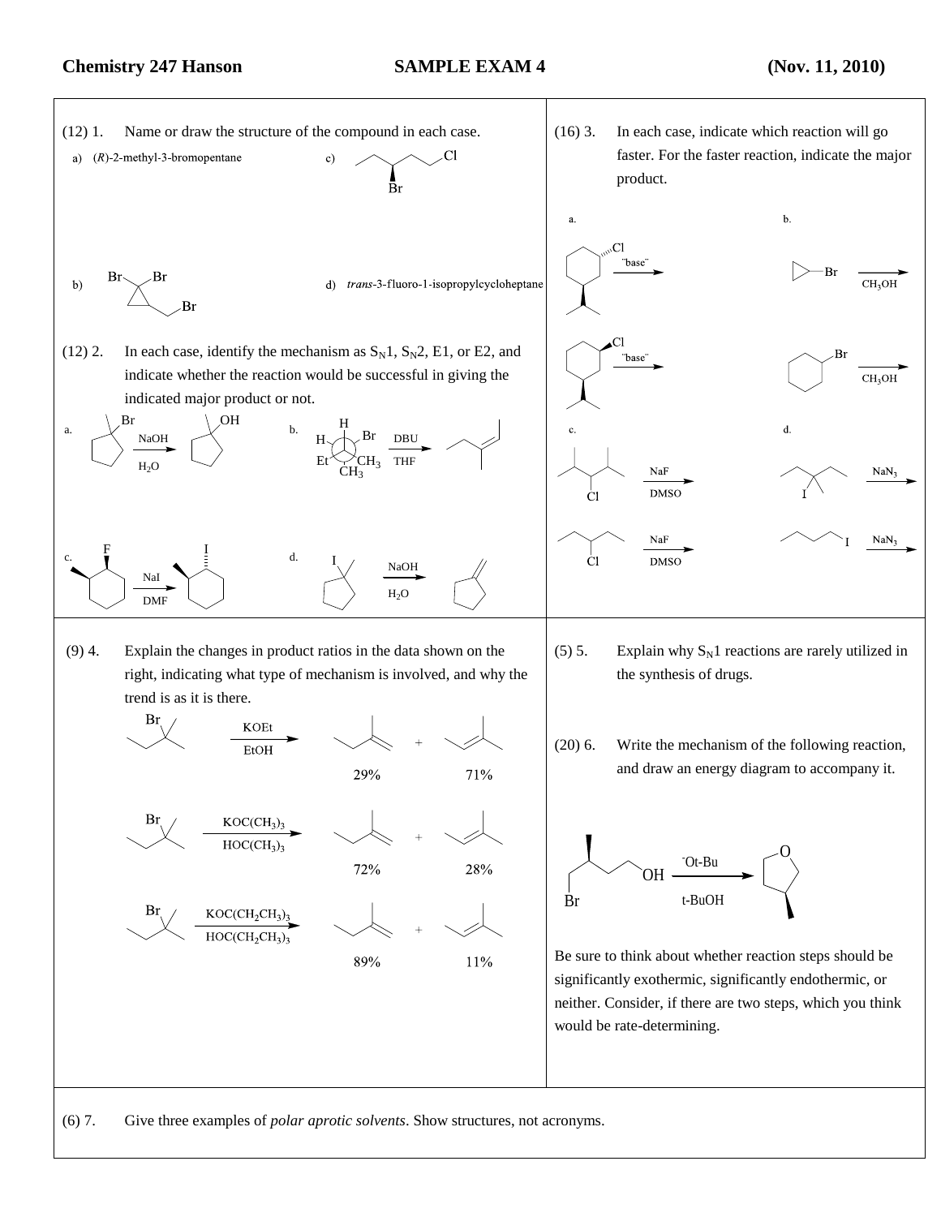**Chemistry 247 Hanson** **SAMPLE EXAMPLE 4** **(Nov. 11, 2010)**

(12) 1. Name or draw the structure of the compound in each case.

a) (*R*)-2-methyl-3-bromopentane

b) Br Br Br

c) Cl Br

d) *trans*-3-fluoro-1-isopropylcycloheptane

(12) 2. In each case, identify the mechanism as $S_N1$, $S_N2$, E1, or E2, and indicate whether the reaction would be successful in giving the indicated major product or not.

a. Br → NaOH / $H_2O$ → OH

b. H, H, Br, Et, $CH_3$, $CH_3$ → DBU / THF

c. F → NaI / DMF → I

d. I → NaOH / $H_2O$

(16) 3. In each case, indicate which reaction will go faster. For the faster reaction, indicate the major product.

a. Cl → "base"

Cl → "base"

b. Br → $CH_3OH$

Br → $CH_3OH$

c. Cl → NaF / DMSO

Cl → NaF / DMSO

d. I → $NaN_3$

I → $NaN_3$

(9) 4. Explain the changes in product ratios in the data shown on the right, indicating what type of mechanism is involved, and why the trend is as it is there.

Br → KOEt / EtOH → 29% + 71%

Br → $KOC(CH_3)_3$ / $HOC(CH_3)_3$ → 72% + 28%

Br → $KOC(CH_2CH_3)_3$ / $HOC(CH_2CH_3)_3$ → 89% + 11%

(5) 5. Explain why $S_N1$ reactions are rarely utilized in the synthesis of drugs.

(20) 6. Write the mechanism of the following reaction, and draw an energy diagram to accompany it.

Br, OH → $^{-}$Ot-Bu / t-BuOH → O

Be sure to think about whether reaction steps should be significantly exothermic, significantly endothermic, or neither. Consider, if there are two steps, which you think would be rate-determining.

(6) 7. Give three examples of *polar aprotic solvents*. Show structures, not acronyms.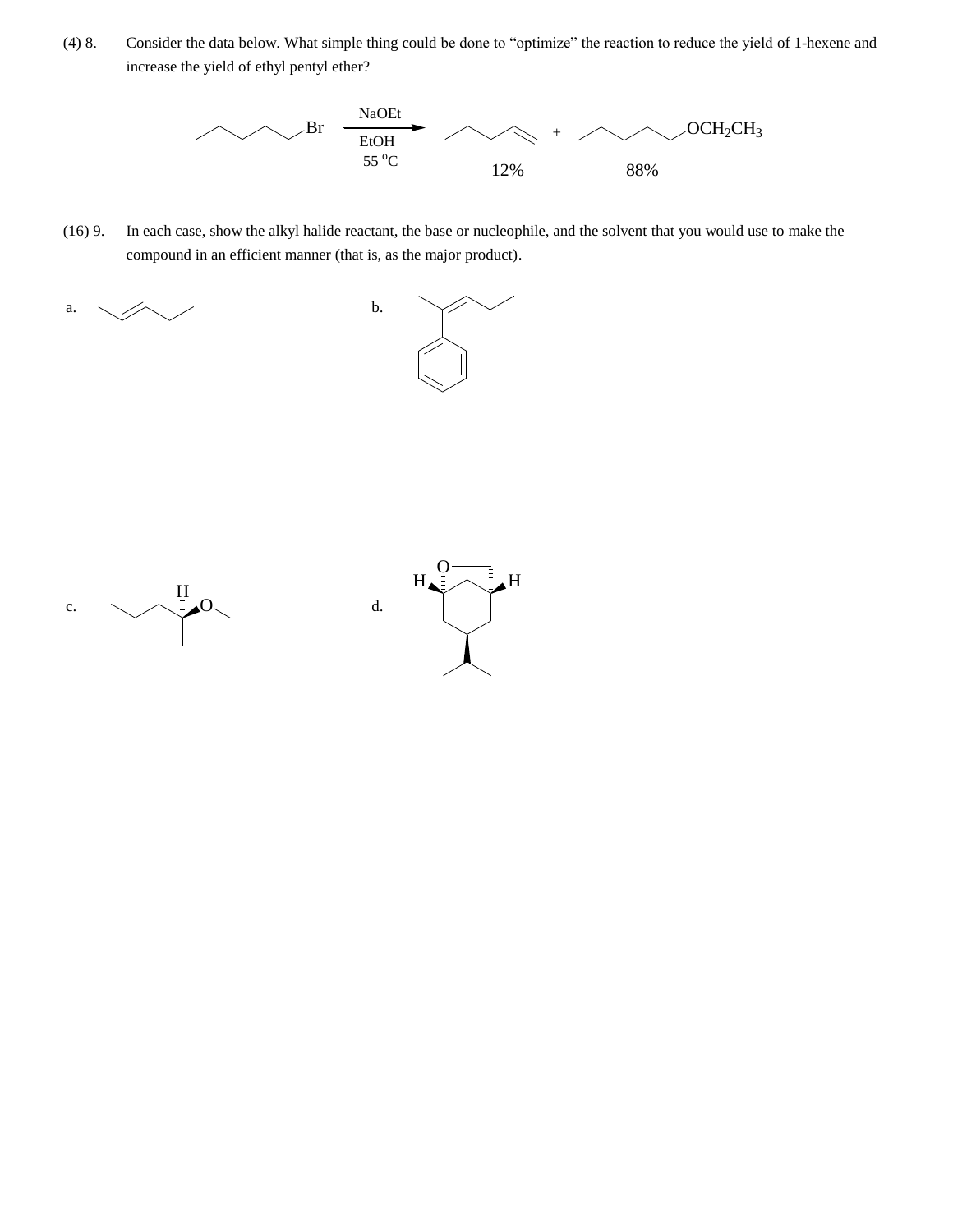(4) 8. Consider the data below. What simple thing could be done to "optimize" the reaction to reduce the yield of 1-hexene and increase the yield of ethyl pentyl ether?

NaOEt

EtOH

55 °C

Br

$OCH_2CH_3$

+

12%

88%

(16) 9. In each case, show the alkyl halide reactant, the base or nucleophile, and the solvent that you would use to make the compound in an efficient manner (that is, as the major product).

a.

b.

c.

H

O

d.

O

H

H